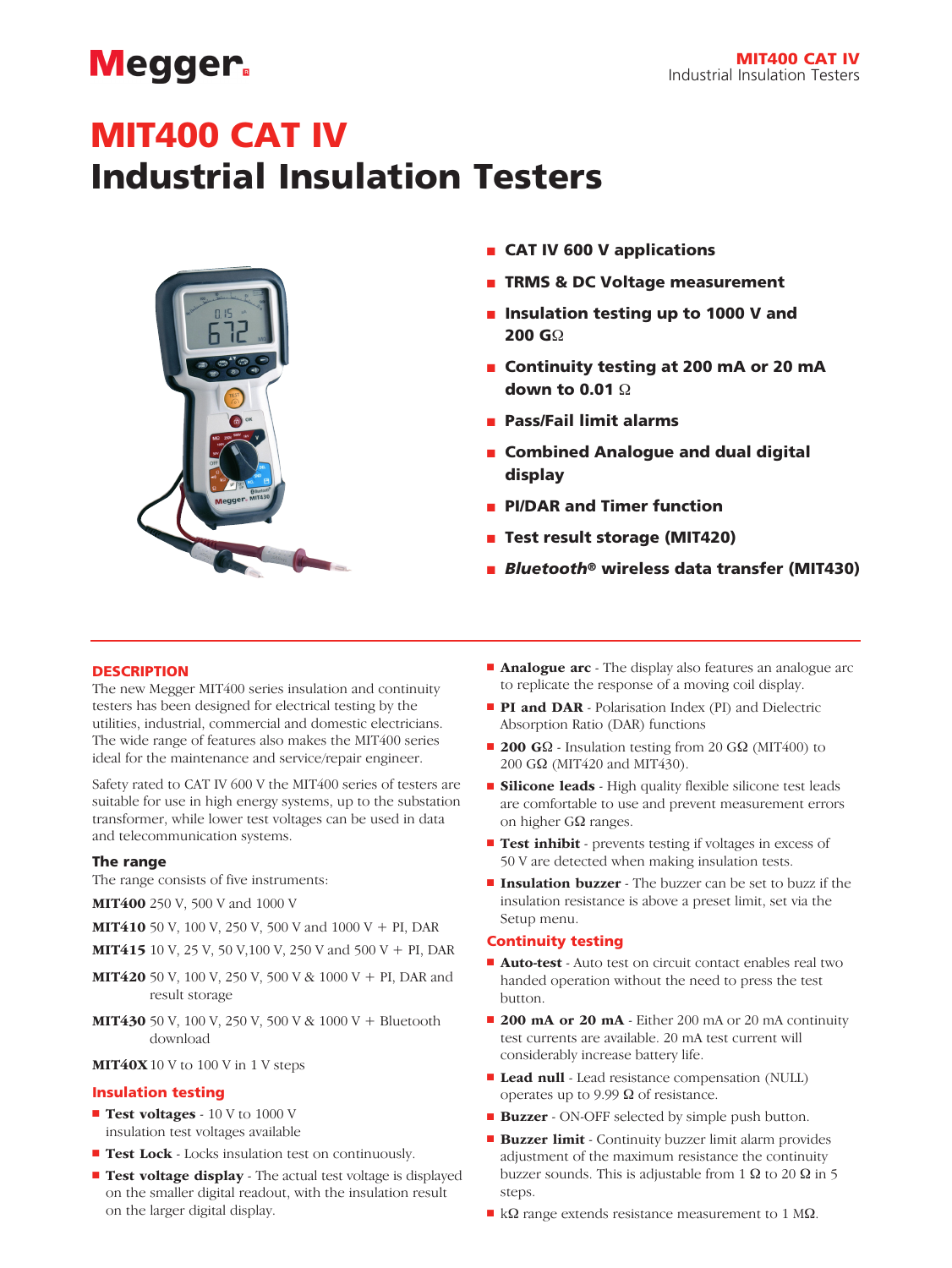# MIT400 CAT IV
# Industrial Insulation Testers

- **CAT IV 600 V applications**
- **TRMS & DC Voltage measurement**
- **Insulation testing up to 1000 V and 200 GΩ**
- **Continuity testing at 200 mA or 20 mA down to 0.01 Ω**
- **Pass/Fail limit alarms**
- **Combined Analogue and dual digital display**
- **PI/DAR and Timer function**
- **Test result storage (MIT420)**
- ***Bluetooth*® wireless data transfer (MIT430)**

## DESCRIPTION

The new Megger MIT400 series insulation and continuity testers has been designed for electrical testing by the utilities, industrial, commercial and domestic electricians. The wide range of features also makes the MIT400 series ideal for the maintenance and service/repair engineer.

Safety rated to CAT IV 600 V the MIT400 series of testers are suitable for use in high energy systems, up to the substation transformer, while lower test voltages can be used in data and telecommunication systems.

### The range

The range consists of five instruments:

**MIT400** 250 V, 500 V and 1000 V

**MIT410** 50 V, 100 V, 250 V, 500 V and 1000 V + PI, DAR

**MIT415** 10 V, 25 V, 50 V,100 V, 250 V and 500 V + PI, DAR

**MIT420** 50 V, 100 V, 250 V, 500 V & 1000 V + PI, DAR and result storage

**MIT430** 50 V, 100 V, 250 V, 500 V & 1000 V + Bluetooth download

**MIT40X** 10 V to 100 V in 1 V steps

### Insulation testing

- **Test voltages** - 10 V to 1000 V insulation test voltages available
- **Test Lock** - Locks insulation test on continuously.
- **Test voltage display** - The actual test voltage is displayed on the smaller digital readout, with the insulation result on the larger digital display.
- **Analogue arc** - The display also features an analogue arc to replicate the response of a moving coil display.
- **PI and DAR** - Polarisation Index (PI) and Dielectric Absorption Ratio (DAR) functions
- **200 GΩ** - Insulation testing from 20 GΩ (MIT400) to 200 GΩ (MIT420 and MIT430).
- **Silicone leads** - High quality flexible silicone test leads are comfortable to use and prevent measurement errors on higher GΩ ranges.
- **Test inhibit** - prevents testing if voltages in excess of 50 V are detected when making insulation tests.
- **Insulation buzzer** - The buzzer can be set to buzz if the insulation resistance is above a preset limit, set via the Setup menu.

### Continuity testing

- **Auto-test** - Auto test on circuit contact enables real two handed operation without the need to press the test button.
- **200 mA or 20 mA** - Either 200 mA or 20 mA continuity test currents are available. 20 mA test current will considerably increase battery life.
- **Lead null** - Lead resistance compensation (NULL) operates up to 9.99 Ω of resistance.
- **Buzzer** - ON-OFF selected by simple push button.
- **Buzzer limit** - Continuity buzzer limit alarm provides adjustment of the maximum resistance the continuity buzzer sounds. This is adjustable from 1 Ω to 20 Ω in 5 steps.
- kΩ range extends resistance measurement to 1 MΩ.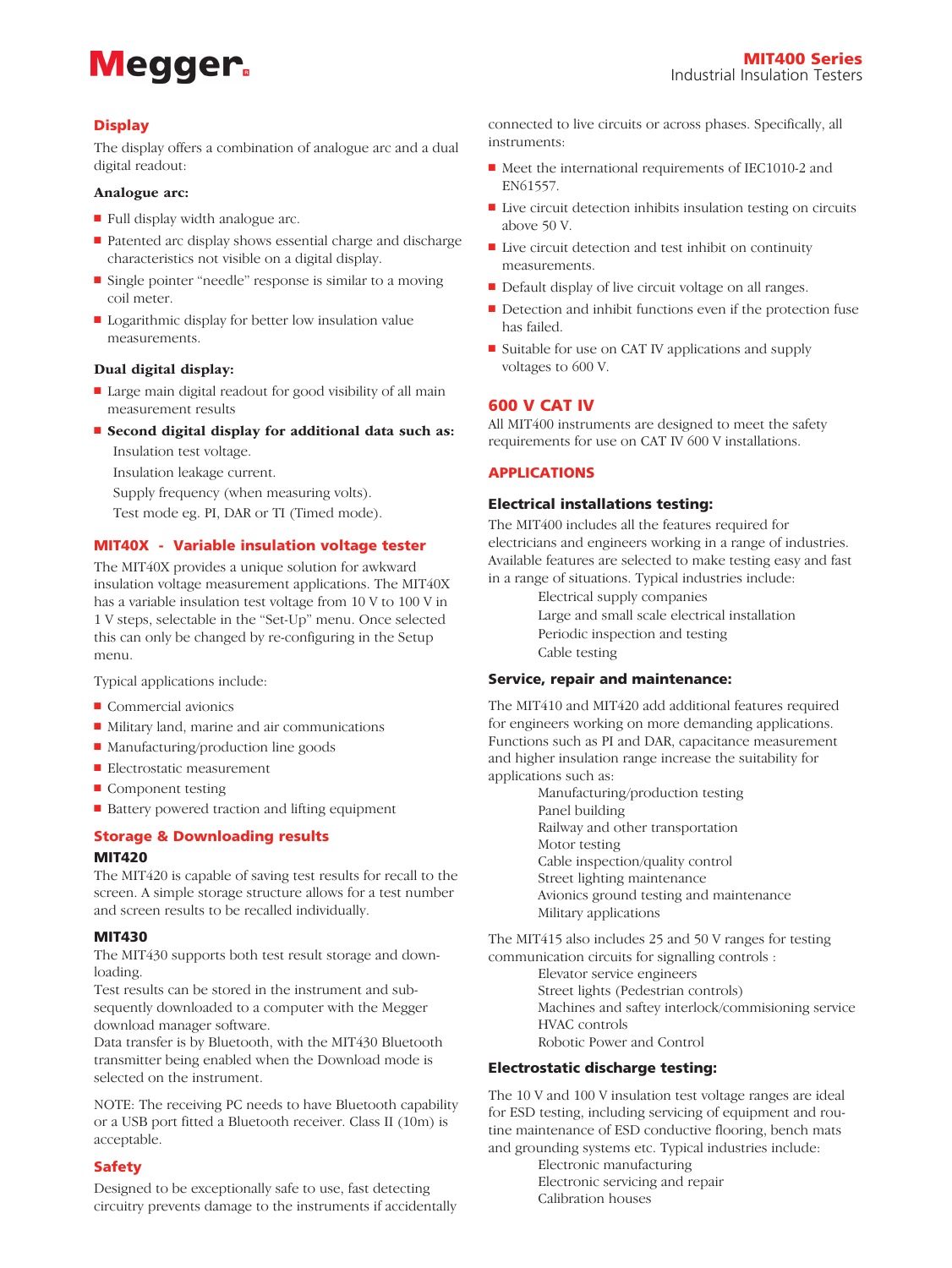## Display

The display offers a combination of analogue arc and a dual digital readout:

**Analogue arc:**

- Full display width analogue arc.
- Patented arc display shows essential charge and discharge characteristics not visible on a digital display.
- Single pointer "needle" response is similar to a moving coil meter.
- Logarithmic display for better low insulation value measurements.

**Dual digital display:**

- Large main digital readout for good visibility of all main measurement results
- **Second digital display for additional data such as:**

  Insulation test voltage.

  Insulation leakage current.

  Supply frequency (when measuring volts).

  Test mode eg. PI, DAR or TI (Timed mode).

## MIT40X - Variable insulation voltage tester

The MIT40X provides a unique solution for awkward insulation voltage measurement applications. The MIT40X has a variable insulation test voltage from 10 V to 100 V in 1 V steps, selectable in the "Set-Up" menu. Once selected this can only be changed by re-configuring in the Setup menu.

Typical applications include:

- Commercial avionics
- Military land, marine and air communications
- Manufacturing/production line goods
- Electrostatic measurement
- Component testing
- Battery powered traction and lifting equipment

## Storage & Downloading results

### MIT420

The MIT420 is capable of saving test results for recall to the screen. A simple storage structure allows for a test number and screen results to be recalled individually.

### MIT430

The MIT430 supports both test result storage and downloading.

Test results can be stored in the instrument and subsequently downloaded to a computer with the Megger download manager software.

Data transfer is by Bluetooth, with the MIT430 Bluetooth transmitter being enabled when the Download mode is selected on the instrument.

NOTE: The receiving PC needs to have Bluetooth capability or a USB port fitted a Bluetooth receiver. Class II (10m) is acceptable.

## Safety

Designed to be exceptionally safe to use, fast detecting circuitry prevents damage to the instruments if accidentally connected to live circuits or across phases. Specifically, all instruments:

- Meet the international requirements of IEC1010-2 and EN61557.
- Live circuit detection inhibits insulation testing on circuits above 50 V.
- Live circuit detection and test inhibit on continuity measurements.
- Default display of live circuit voltage on all ranges.
- Detection and inhibit functions even if the protection fuse has failed.
- Suitable for use on CAT IV applications and supply voltages to 600 V.

## 600 V CAT IV

All MIT400 instruments are designed to meet the safety requirements for use on CAT IV 600 V installations.

## APPLICATIONS

### Electrical installations testing:

The MIT400 includes all the features required for electricians and engineers working in a range of industries. Available features are selected to make testing easy and fast in a range of situations. Typical industries include:

Electrical supply companies

Large and small scale electrical installation

Periodic inspection and testing

Cable testing

### Service, repair and maintenance:

The MIT410 and MIT420 add additional features required for engineers working on more demanding applications. Functions such as PI and DAR, capacitance measurement and higher insulation range increase the suitability for applications such as:

Manufacturing/production testing

Panel building

Railway and other transportation

Motor testing

Cable inspection/quality control

Street lighting maintenance

Avionics ground testing and maintenance

Military applications

The MIT415 also includes 25 and 50 V ranges for testing communication circuits for signalling controls :

Elevator service engineers

Street lights (Pedestrian controls)

Machines and saftey interlock/commisioning service

HVAC controls

Robotic Power and Control

### Electrostatic discharge testing:

The 10 V and 100 V insulation test voltage ranges are ideal for ESD testing, including servicing of equipment and routine maintenance of ESD conductive flooring, bench mats and grounding systems etc. Typical industries include:

Electronic manufacturing

Electronic servicing and repair

Calibration houses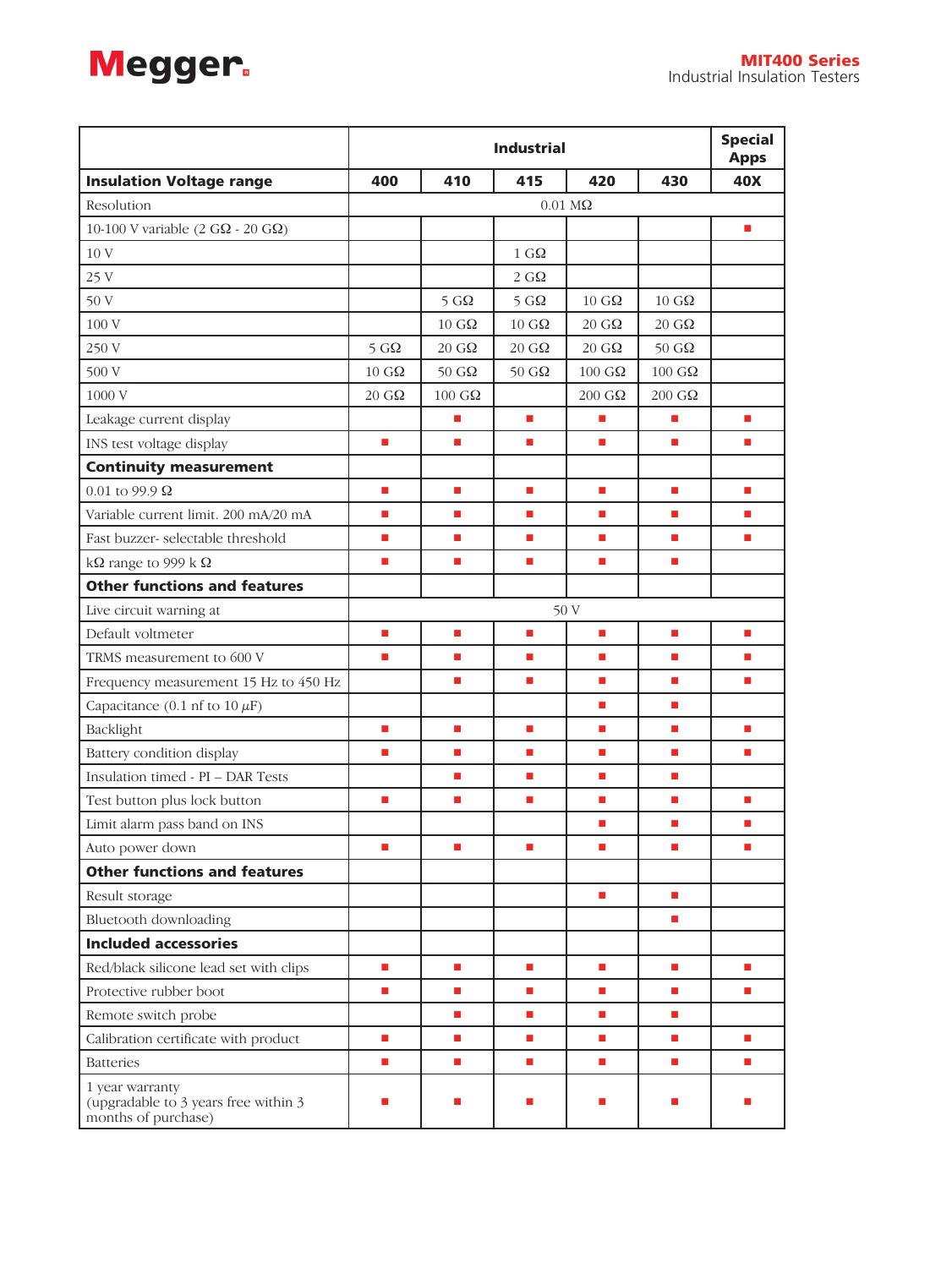| | Industrial | | | | | Special Apps |
|---|---|---|---|---|---|---|
| **Insulation Voltage range** | **400** | **410** | **415** | **420** | **430** | **40X** |
| Resolution | 0.01 MΩ | | | | | |
| 10-100 V variable (2 GΩ - 20 GΩ) | | | | | | ■ |
| 10 V | | | 1 GΩ | | | |
| 25 V | | | 2 GΩ | | | |
| 50 V | | 5 GΩ | 5 GΩ | 10 GΩ | 10 GΩ | |
| 100 V | | 10 GΩ | 10 GΩ | 20 GΩ | 20 GΩ | |
| 250 V | 5 GΩ | 20 GΩ | 20 GΩ | 20 GΩ | 50 GΩ | |
| 500 V | 10 GΩ | 50 GΩ | 50 GΩ | 100 GΩ | 100 GΩ | |
| 1000 V | 20 GΩ | 100 GΩ | | 200 GΩ | 200 GΩ | |
| Leakage current display | | ■ | ■ | ■ | ■ | ■ |
| INS test voltage display | ■ | ■ | ■ | ■ | ■ | ■ |
| **Continuity measurement** | | | | | | |
| 0.01 to 99.9 Ω | ■ | ■ | ■ | ■ | ■ | ■ |
| Variable current limit. 200 mA/20 mA | ■ | ■ | ■ | ■ | ■ | ■ |
| Fast buzzer- selectable threshold | ■ | ■ | ■ | ■ | ■ | ■ |
| kΩ range to 999 k Ω | ■ | ■ | ■ | ■ | ■ | |
| **Other functions and features** | | | | | | |
| Live circuit warning at | 50 V | | | | | |
| Default voltmeter | ■ | ■ | ■ | ■ | ■ | ■ |
| TRMS measurement to 600 V | ■ | ■ | ■ | ■ | ■ | ■ |
| Frequency measurement 15 Hz to 450 Hz | | ■ | ■ | ■ | ■ | ■ |
| Capacitance (0.1 nf to 10 $\mu$F) | | | | ■ | ■ | |
| Backlight | ■ | ■ | ■ | ■ | ■ | ■ |
| Battery condition display | ■ | ■ | ■ | ■ | ■ | ■ |
| Insulation timed - PI – DAR Tests | | ■ | ■ | ■ | ■ | |
| Test button plus lock button | ■ | ■ | ■ | ■ | ■ | ■ |
| Limit alarm pass band on INS | | | | ■ | ■ | ■ |
| Auto power down | ■ | ■ | ■ | ■ | ■ | ■ |
| **Other functions and features** | | | | | | |
| Result storage | | | | ■ | ■ | |
| Bluetooth downloading | | | | | ■ | |
| **Included accessories** | | | | | | |
| Red/black silicone lead set with clips | ■ | ■ | ■ | ■ | ■ | ■ |
| Protective rubber boot | ■ | ■ | ■ | ■ | ■ | ■ |
| Remote switch probe | | ■ | ■ | ■ | ■ | |
| Calibration certificate with product | ■ | ■ | ■ | ■ | ■ | ■ |
| Batteries | ■ | ■ | ■ | ■ | ■ | ■ |
| 1 year warranty (upgradable to 3 years free within 3 months of purchase) | ■ | ■ | ■ | ■ | ■ | ■ |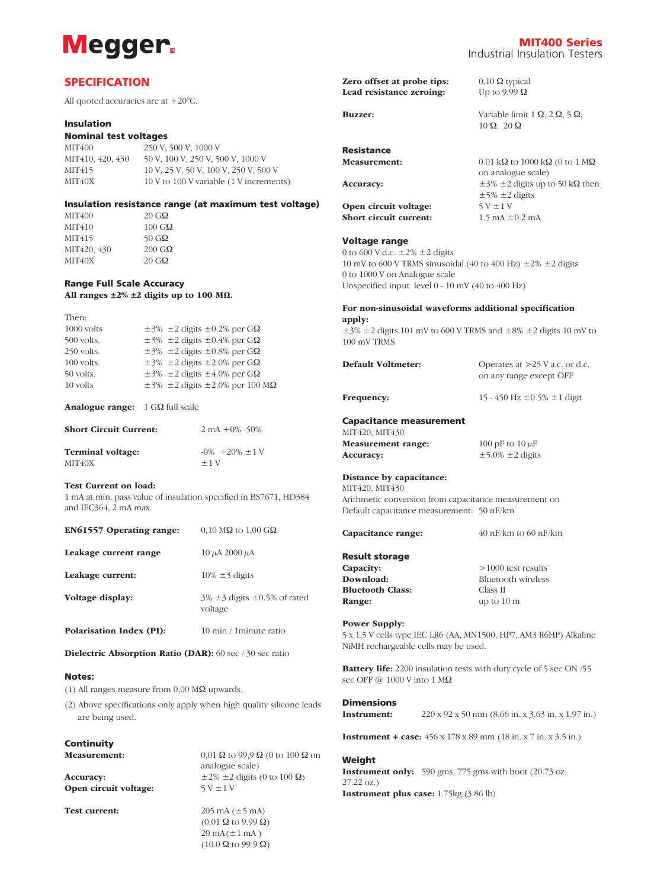## SPECIFICATION

All quoted accuracies are at +20°C.

### Insulation

#### Nominal test voltages

| | |
|---|---|
| MIT400 | 250 V, 500 V, 1000 V |
| MIT410, 420, 430 | 50 V, 100 V, 250 V, 500 V, 1000 V |
| MIT415 | 10 V, 25 V, 50 V, 100 V, 250 V, 500 V |
| MIT40X | 10 V to 100 V variable (1 V increments) |

#### Insulation resistance range (at maximum test voltage)

| | |
|---|---|
| MIT400 | 20 GΩ |
| MIT410 | 100 GΩ |
| MIT415 | 50 GΩ |
| MIT420, 430 | 200 GΩ |
| MIT40X | 20 GΩ |

#### Range Full Scale Accuracy

**All ranges ±2% ±2 digits up to 100 MΩ.**

Then:

| | |
|---|---|
| 1000 volts | ±3% ±2 digits ±0.2% per GΩ |
| 500 volts. | ±3% ±2 digits ±0.4% per GΩ |
| 250 volts. | ±3% ±2 digits ±0.8% per GΩ |
| 100 volts. | ±3% ±2 digits ±2.0% per GΩ |
| 50 volts. | ±3% ±2 digits ±4.0% per GΩ |
| 10 volts | ±3% ±2 digits ±2.0% per 100 MΩ |

**Analogue range:** 1 GΩ full scale

**Short Circuit Current:** 2 mA +0% -50%

**Terminal voltage:** -0% +20% ±1 V
MIT40X ±1 V

**Test Current on load:**
1 mA at min. pass value of insulation specified in BS7671, HD384 and IEC364, 2 mA max.

**EN61557 Operating range:** 0,10 MΩ to 1,00 GΩ

**Leakage current range** 10 μA 2000 μA

**Leakage current:** 10% ±3 digits

**Voltage display:** 3% ±3 digits ±0.5% of rated voltage

**Polarisation Index (PI):** 10 min / 1minute ratio

**Dielectric Absorption Ratio (DAR):** 60 sec / 30 sec ratio

#### Notes:

(1) All ranges measure from 0,00 MΩ upwards.

(2) Above specifications only apply when high quality silicone leads are being used.

### Continuity

**Measurement:** 0,01 Ω to 99,9 Ω (0 to 100 Ω on analogue scale)

**Accuracy:** ±2% ±2 digits (0 to 100 Ω)

**Open circuit voltage:** 5 V ±1 V

**Test current:** 205 mA (±5 mA) (0.01 Ω to 9.99 Ω)
20 mA(±1 mA ) (10.0 Ω to 99.9 Ω)

**Zero offset at probe tips:** 0,10 Ω typical

**Lead resistance zeroing:** Up to 9.99 Ω

**Buzzer:** Variable limit 1 Ω, 2 Ω, 5 Ω, 10 Ω, 20 Ω

### Resistance

**Measurement:** 0.01 kΩ to 1000 kΩ (0 to 1 MΩ on analogue scale)

**Accuracy:** ±3% ±2 digits up to 50 kΩ then ±5% ±2 digits

**Open circuit voltage:** 5 V ±1 V

**Short circuit current:** 1.5 mA ±0.2 mA

### Voltage range

0 to 600 V d.c. ±2% ±2 digits
10 mV to 600 V TRMS sinusoidal (40 to 400 Hz) ±2% ±2 digits
0 to 1000 V on Analogue scale
Unspecified input level 0 - 10 mV (40 to 400 Hz)

**For non-sinusoidal waveforms additional specification apply:**
±3% ±2 digits 101 mV to 600 V TRMS and ±8% ±2 digits 10 mV to 100 mV TRMS

**Default Voltmeter:** Operates at >25 V a.c. or d.c. on any range except OFF

**Frequency:** 15 - 450 Hz ±0.5% ±1 digit

### Capacitance measurement

MIT420, MIT430

**Measurement range:** 100 pF to 10 μF

**Accuracy:** ±5.0% ±2 digits

**Distance by capacitance:**
MIT420, MIT430
Arithmetic conversion from capacitance measurement on Default capacitance measurement: 50 nF/km

**Capacitance range:** 40 nF/km to 60 nF/km

### Result storage

**Capacity:** >1000 test results

**Download:** Bluetooth wireless

**Bluetooth Class:** Class II

**Range:** up to 10 m

**Power Supply:**
5 x 1,5 V cells type IEC LR6 (AA, MN1500, HP7, AM3 R6HP) Alkaline NiMH rechargeable cells may be used.

**Battery life:** 2200 insulation tests with duty cycle of 5 sec ON /55 sec OFF @ 1000 V into 1 MΩ

### Dimensions

**Instrument:** 220 x 92 x 50 mm (8.66 in. x 3.63 in. x 1.97 in.)

**Instrument + case:** 456 x 178 x 89 mm (18 in. x 7 in. x 3.5 in.)

### Weight

**Instrument only:** 590 gms, 775 gms with boot (20.73 oz. 27.22 oz.)

**Instrument plus case:** 1.75kg (3.86 lb)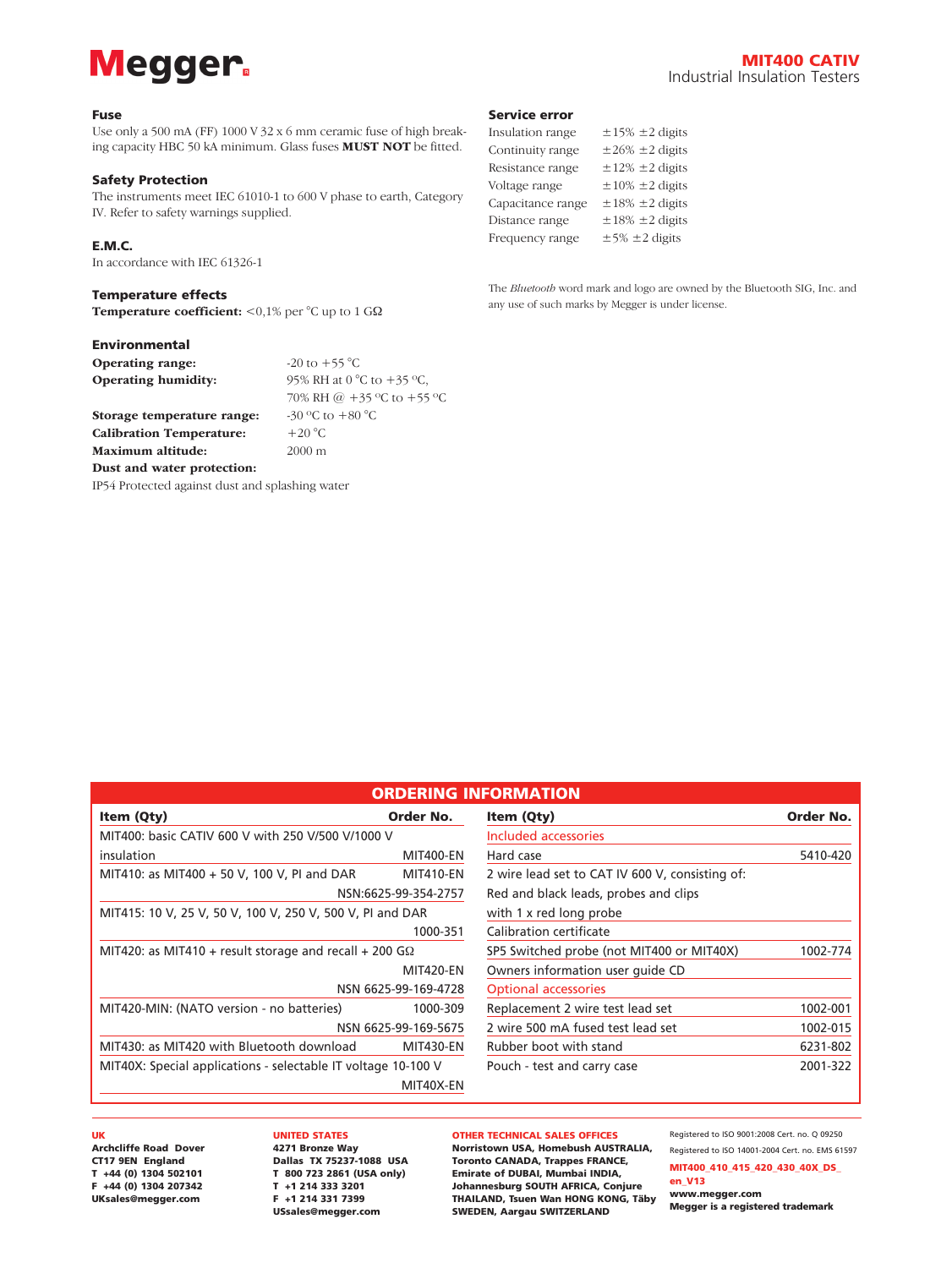### Fuse

Use only a 500 mA (FF) 1000 V 32 x 6 mm ceramic fuse of high breaking capacity HBC 50 kA minimum. Glass fuses **MUST NOT** be fitted.

### Safety Protection

The instruments meet IEC 61010-1 to 600 V phase to earth, Category IV. Refer to safety warnings supplied.

### E.M.C.

In accordance with IEC 61326-1

### Temperature effects

**Temperature coefficient:** <0,1% per °C up to 1 GΩ

### Environmental

| | |
|---|---|
| **Operating range:** | -20 to +55 °C |
| **Operating humidity:** | 95% RH at 0 °C to +35 °C, 70% RH @ +35 °C to +55 °C |
| **Storage temperature range:** | -30 °C to +80 °C |
| **Calibration Temperature:** | +20 °C |
| **Maximum altitude:** | 2000 m |
| **Dust and water protection:** | |

IP54 Protected against dust and splashing water

### Service error

| | |
|---|---|
| Insulation range | ±15% ±2 digits |
| Continuity range | ±26% ±2 digits |
| Resistance range | ±12% ±2 digits |
| Voltage range | ±10% ±2 digits |
| Capacitance range | ±18% ±2 digits |
| Distance range | ±18% ±2 digits |
| Frequency range | ±5% ±2 digits |

The *Bluetooth* word mark and logo are owned by the Bluetooth SIG, Inc. and any use of such marks by Megger is under license.

## ORDERING INFORMATION

| Item (Qty) | Order No. |
|---|---|
| MIT400: basic CATIV 600 V with 250 V/500 V/1000 V insulation | MIT400-EN |
| MIT410: as MIT400 + 50 V, 100 V, PI and DAR | MIT410-EN |
| | NSN:6625-99-354-2757 |
| MIT415: 10 V, 25 V, 50 V, 100 V, 250 V, 500 V, PI and DAR | 1000-351 |
| MIT420: as MIT410 + result storage and recall + 200 GΩ | MIT420-EN |
| | NSN 6625-99-169-4728 |
| MIT420-MIN: (NATO version - no batteries) | 1000-309 |
| | NSN 6625-99-169-5675 |
| MIT430: as MIT420 with Bluetooth download | MIT430-EN |
| MIT40X: Special applications - selectable IT voltage 10-100 V | MIT40X-EN |

| Item (Qty) | Order No. |
|---|---|
| Included accessories | |
| Hard case | 5410-420 |
| 2 wire lead set to CAT IV 600 V, consisting of: Red and black leads, probes and clips with 1 x red long probe | |
| Calibration certificate | |
| SP5 Switched probe (not MIT400 or MIT40X) | 1002-774 |
| Owners information user guide CD | |
| Optional accessories | |
| Replacement 2 wire test lead set | 1002-001 |
| 2 wire 500 mA fused test lead set | 1002-015 |
| Rubber boot with stand | 6231-802 |
| Pouch - test and carry case | 2001-322 |

**UK**
**Archcliffe Road Dover**
**CT17 9EN England**
**T +44 (0) 1304 502101**
**F +44 (0) 1304 207342**
**UKsales@megger.com**

**UNITED STATES**
**4271 Bronze Way**
**Dallas TX 75237-1088 USA**
**T 800 723 2861 (USA only)**
**T +1 214 333 3201**
**F +1 214 331 7399**
**USsales@megger.com**

**OTHER TECHNICAL SALES OFFICES**
**Norristown USA, Homebush AUSTRALIA, Toronto CANADA, Trappes FRANCE, Emirate of DUBAI, Mumbai INDIA, Johannesburg SOUTH AFRICA, Conjure THAILAND, Tsuen Wan HONG KONG, Täby SWEDEN, Aargau SWITZERLAND**

Registered to ISO 9001:2008 Cert. no. Q 09250
Registered to ISO 14001-2004 Cert. no. EMS 61597

**MIT400_410_415_420_430_40X_DS_en_V13**
**www.megger.com**
**Megger is a registered trademark**